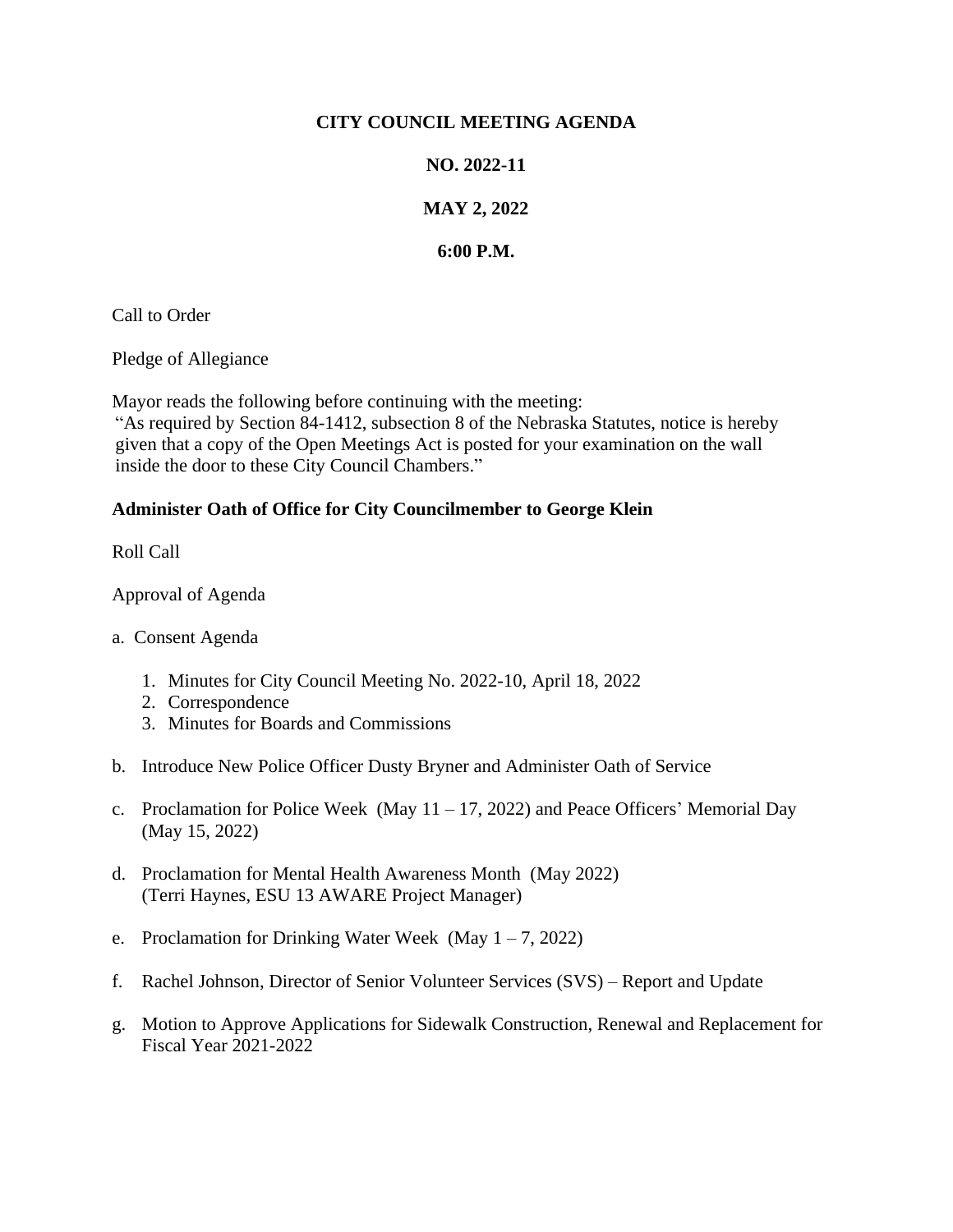# CITY COUNCIL MEETING AGENDA

## NO. 2022-11

## MAY 2, 2022

## 6:00 P.M.

Call to Order

Pledge of Allegiance

Mayor reads the following before continuing with the meeting:
"As required by Section 84-1412, subsection 8 of the Nebraska Statutes, notice is hereby given that a copy of the Open Meetings Act is posted for your examination on the wall inside the door to these City Council Chambers."

**Administer Oath of Office for City Councilmember to George Klein**

Roll Call

Approval of Agenda

a. Consent Agenda

   1. Minutes for City Council Meeting No. 2022-10, April 18, 2022
   2. Correspondence
   3. Minutes for Boards and Commissions

b. Introduce New Police Officer Dusty Bryner and Administer Oath of Service

c. Proclamation for Police Week (May 11 – 17, 2022) and Peace Officers' Memorial Day (May 15, 2022)

d. Proclamation for Mental Health Awareness Month (May 2022)
   (Terri Haynes, ESU 13 AWARE Project Manager)

e. Proclamation for Drinking Water Week (May 1 – 7, 2022)

f. Rachel Johnson, Director of Senior Volunteer Services (SVS) – Report and Update

g. Motion to Approve Applications for Sidewalk Construction, Renewal and Replacement for Fiscal Year 2021-2022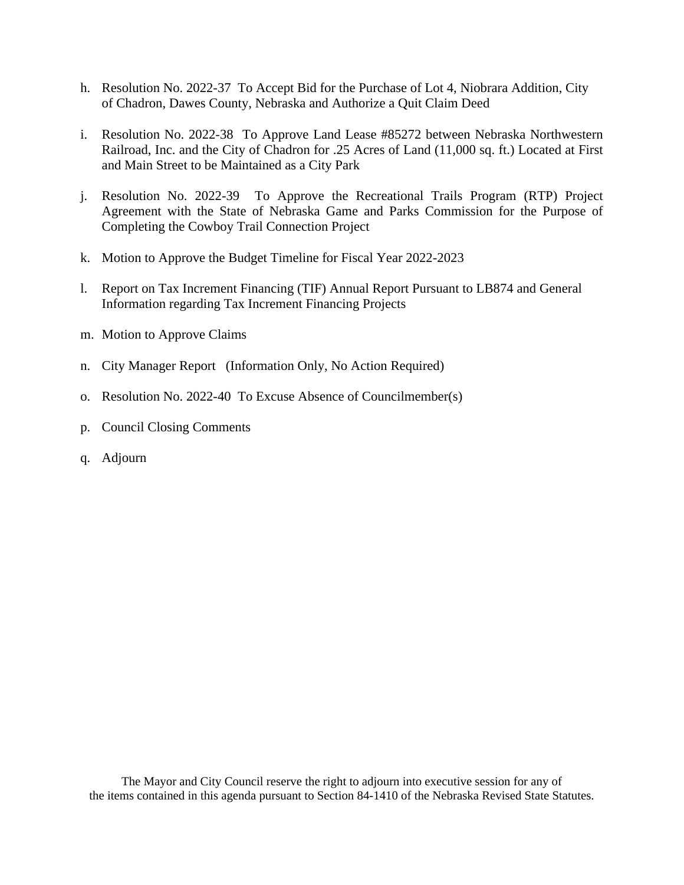h. Resolution No. 2022-37 To Accept Bid for the Purchase of Lot 4, Niobrara Addition, City of Chadron, Dawes County, Nebraska and Authorize a Quit Claim Deed

i. Resolution No. 2022-38 To Approve Land Lease #85272 between Nebraska Northwestern Railroad, Inc. and the City of Chadron for .25 Acres of Land (11,000 sq. ft.) Located at First and Main Street to be Maintained as a City Park

j. Resolution No. 2022-39 To Approve the Recreational Trails Program (RTP) Project Agreement with the State of Nebraska Game and Parks Commission for the Purpose of Completing the Cowboy Trail Connection Project

k. Motion to Approve the Budget Timeline for Fiscal Year 2022-2023

l. Report on Tax Increment Financing (TIF) Annual Report Pursuant to LB874 and General Information regarding Tax Increment Financing Projects

m. Motion to Approve Claims

n. City Manager Report (Information Only, No Action Required)

o. Resolution No. 2022-40 To Excuse Absence of Councilmember(s)

p. Council Closing Comments

q. Adjourn

The Mayor and City Council reserve the right to adjourn into executive session for any of the items contained in this agenda pursuant to Section 84-1410 of the Nebraska Revised State Statutes.